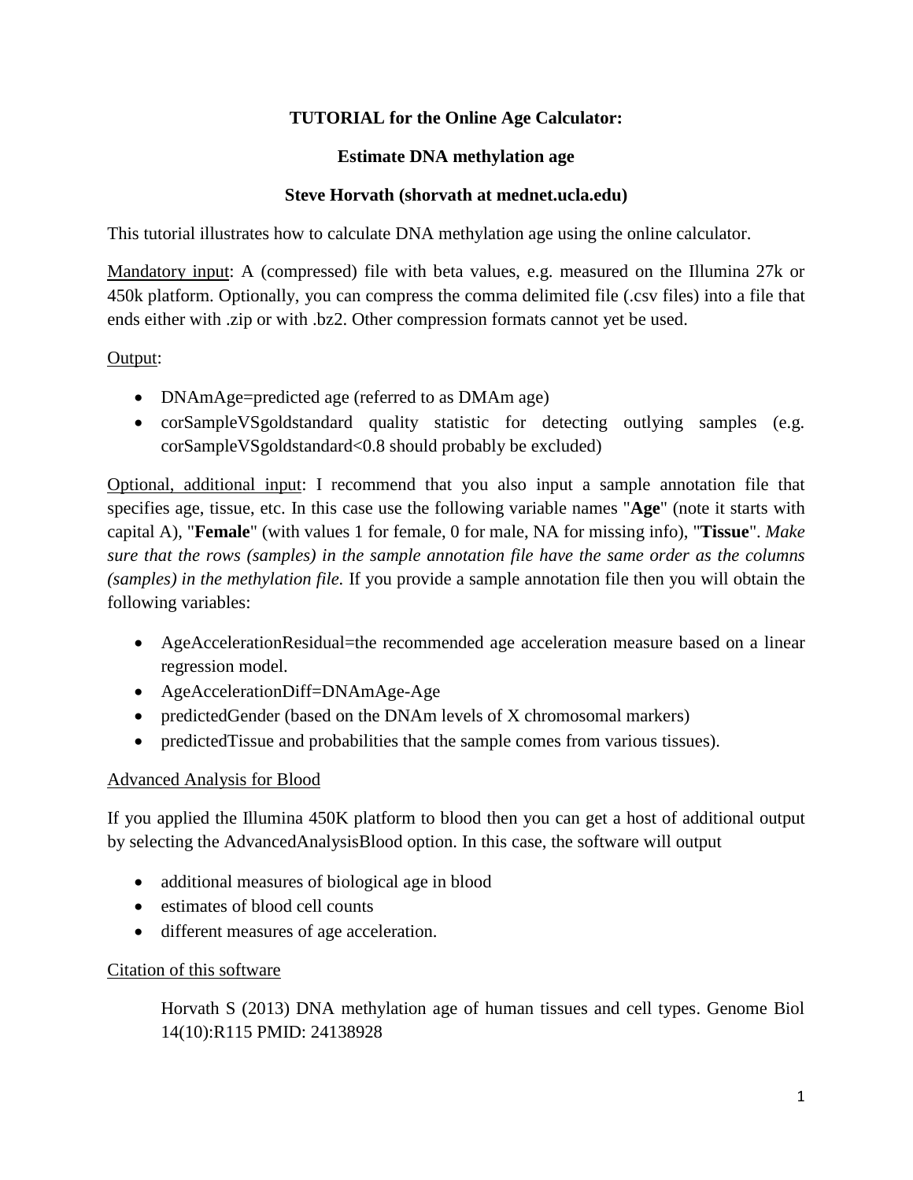**TUTORIAL for the Online Age Calculator:**

**Estimate DNA methylation age**

**Steve Horvath (shorvath at mednet.ucla.edu)**

This tutorial illustrates how to calculate DNA methylation age using the online calculator.

Mandatory input: A (compressed) file with beta values, e.g. measured on the Illumina 27k or 450k platform. Optionally, you can compress the comma delimited file (.csv files) into a file that ends either with .zip or with .bz2. Other compression formats cannot yet be used.

Output:

- DNAmAge=predicted age (referred to as DMAm age)
- corSampleVSgoldstandard quality statistic for detecting outlying samples (e.g. corSampleVSgoldstandard<0.8 should probably be excluded)

Optional, additional input: I recommend that you also input a sample annotation file that specifies age, tissue, etc. In this case use the following variable names "**Age**" (note it starts with capital A), "**Female**" (with values 1 for female, 0 for male, NA for missing info), "**Tissue**". *Make sure that the rows (samples) in the sample annotation file have the same order as the columns (samples) in the methylation file.* If you provide a sample annotation file then you will obtain the following variables:

- AgeAccelerationResidual=the recommended age acceleration measure based on a linear regression model.
- AgeAccelerationDiff=DNAmAge-Age
- predictedGender (based on the DNAm levels of X chromosomal markers)
- predictedTissue and probabilities that the sample comes from various tissues).

Advanced Analysis for Blood

If you applied the Illumina 450K platform to blood then you can get a host of additional output by selecting the AdvancedAnalysisBlood option. In this case, the software will output

- additional measures of biological age in blood
- estimates of blood cell counts
- different measures of age acceleration.

Citation of this software

> Horvath S (2013) DNA methylation age of human tissues and cell types. Genome Biol 14(10):R115 PMID: 24138928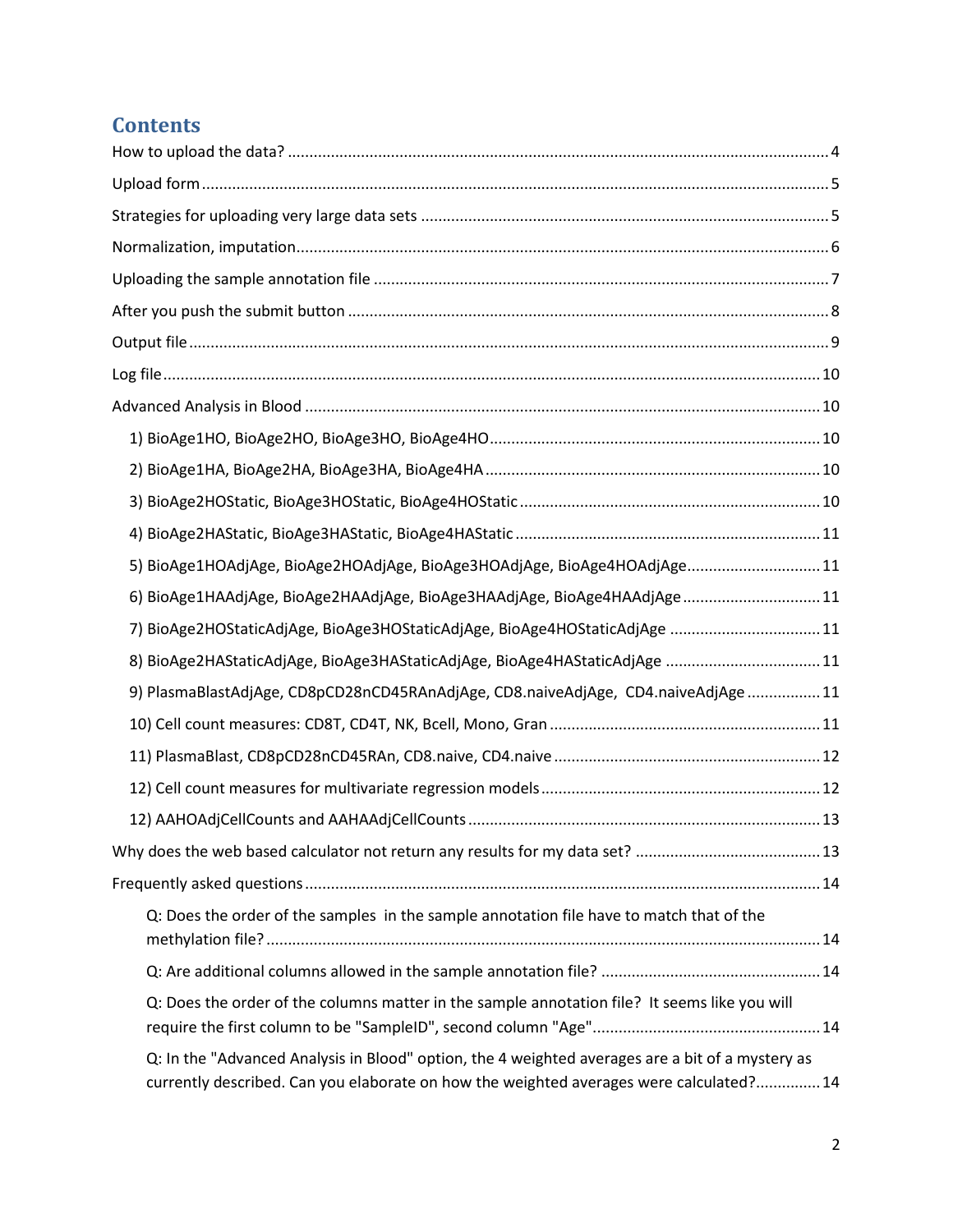## Contents

How to upload the data? ........................................................................................................................ 4

Upload form ........................................................................................................................................... 5

Strategies for uploading very large data sets ........................................................................................ 5

Normalization, imputation ..................................................................................................................... 6

Uploading the sample annotation file ................................................................................................... 7

After you push the submit button .......................................................................................................... 8

Output file .............................................................................................................................................. 9

Log file ................................................................................................................................................... 10

Advanced Analysis in Blood .................................................................................................................. 10

- 1) BioAge1HO, BioAge2HO, BioAge3HO, BioAge4HO ........................................................................ 10
- 2) BioAge1HA, BioAge2HA, BioAge3HA, BioAge4HA .......................................................................... 10
- 3) BioAge2HOStatic, BioAge3HOStatic, BioAge4HOStatic .................................................................. 10
- 4) BioAge2HAStatic, BioAge3HAStatic, BioAge4HAStatic ................................................................... 11
- 5) BioAge1HOAdjAge, BioAge2HOAdjAge, BioAge3HOAdjAge, BioAge4HOAdjAge ............................ 11
- 6) BioAge1HAAdjAge, BioAge2HAAdjAge, BioAge3HAAdjAge, BioAge4HAAdjAge .............................. 11
- 7) BioAge2HOStaticAdjAge, BioAge3HOStaticAdjAge, BioAge4HOStaticAdjAge ................................. 11
- 8) BioAge2HAStaticAdjAge, BioAge3HAStaticAdjAge, BioAge4HAStaticAdjAge .................................. 11
- 9) PlasmaBlastAdjAge, CD8pCD28nCD45RAnAdjAge, CD8.naiveAdjAge, CD4.naiveAdjAge ................ 11
- 10) Cell count measures: CD8T, CD4T, NK, Bcell, Mono, Gran ............................................................ 11
- 11) PlasmaBlast, CD8pCD28nCD45RAn, CD8.naive, CD4.naive ........................................................... 12
- 12) Cell count measures for multivariate regression models ............................................................... 12
- 12) AAHOAdjCellCounts and AAHAAdjCellCounts ................................................................................ 13

Why does the web based calculator not return any results for my data set? ...................................... 13

Frequently asked questions .................................................................................................................. 14

- Q: Does the order of the samples in the sample annotation file have to match that of the methylation file? ........................................................................................................................ 14
- Q: Are additional columns allowed in the sample annotation file? .................................................. 14
- Q: Does the order of the columns matter in the sample annotation file? It seems like you will require the first column to be "SampleID", second column "Age" ................................................... 14
- Q: In the "Advanced Analysis in Blood" option, the 4 weighted averages are a bit of a mystery as currently described. Can you elaborate on how the weighted averages were calculated? .............. 14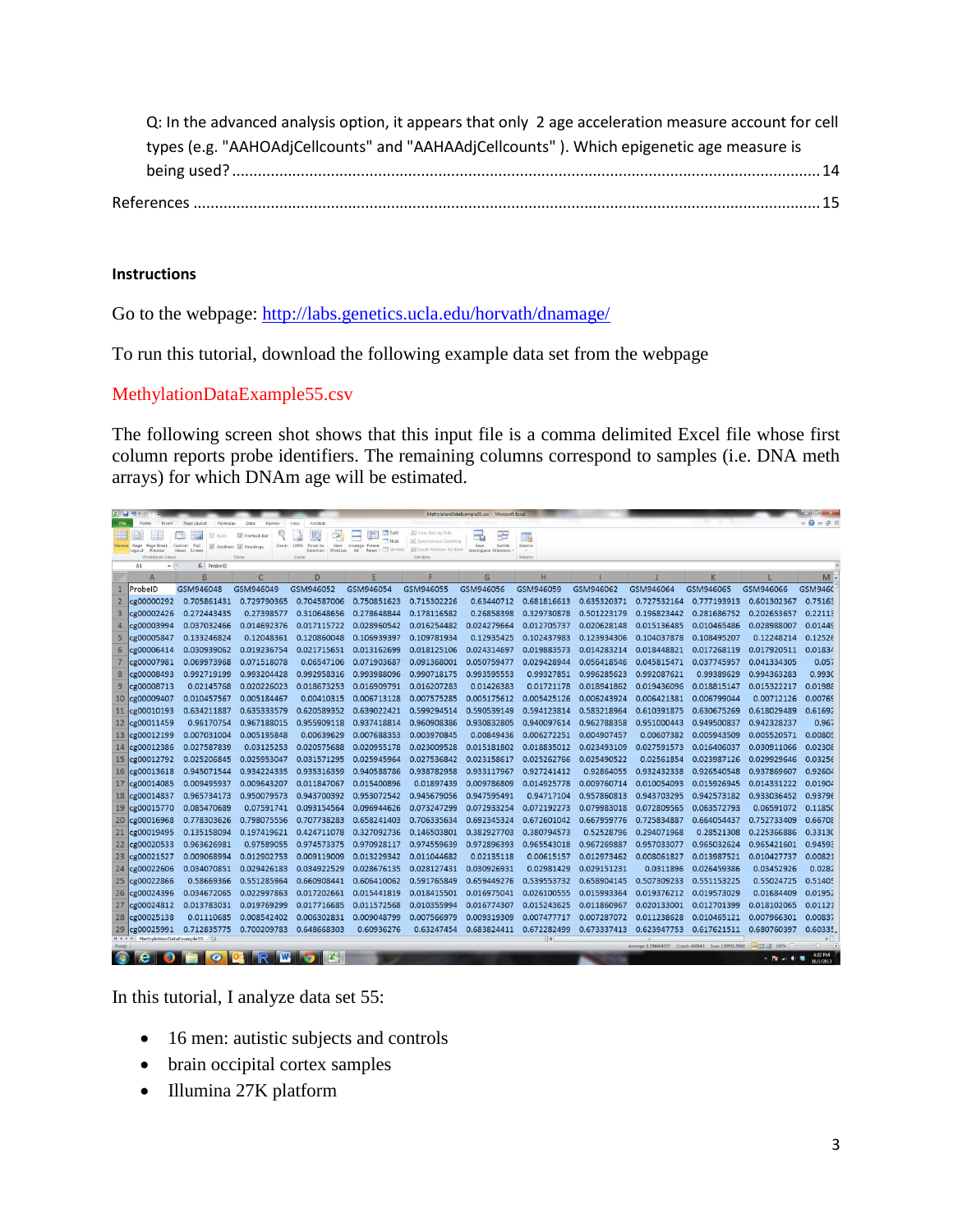Q: In the advanced analysis option, it appears that only 2 age acceleration measure account for cell types (e.g. "AAHOAdjCellcounts" and "AAHAAdjCellcounts" ). Which epigenetic age measure is being used? ........................................................................................................................ 14

References ........................................................................................................................ 15

**Instructions**

Go to the webpage: [http://labs.genetics.ucla.edu/horvath/dnamage/](http://labs.genetics.ucla.edu/horvath/dnamage/)

To run this tutorial, download the following example data set from the webpage

MethylationDataExample55.csv

The following screen shot shows that this input file is a comma delimited Excel file whose first column reports probe identifiers. The remaining columns correspond to samples (i.e. DNA meth arrays) for which DNAm age will be estimated.

| ProbeID | GSM946048 | GSM946049 | GSM946052 | GSM946054 | GSM946055 | GSM946056 | GSM946059 | GSM946062 | GSM946064 | GSM946065 | GSM946066 |
|---|---|---|---|---|---|---|---|---|---|---|---|
| cg00000292 | 0.705861431 | 0.729790365 | 0.704587006 | 0.750851623 | 0.715302226 | 0.63440712 | 0.681816613 | 0.635320371 | 0.727532164 | 0.777193913 | 0.601302367 |
| cg00002426 | 0.272443435 | 0.27398577 | 0.310648656 | 0.278648844 | 0.178116582 | 0.26858398 | 0.329730878 | 0.501223179 | 0.196823443 | 0.281686752 | 0.202653657 |
| cg00003994 | 0.037032466 | 0.014692376 | 0.017115722 | 0.028960542 | 0.016254482 | 0.024279664 | 0.012705737 | 0.020628148 | 0.015136485 | 0.010465486 | 0.028988007 |
| cg00005847 | 0.133246824 | 0.12048361 | 0.120860048 | 0.106939397 | 0.109781934 | 0.12935425 | 0.102437983 | 0.123934306 | 0.104037878 | 0.108495207 | 0.12248214 |
| cg00006414 | 0.030939062 | 0.019236754 | 0.021715651 | 0.013162699 | 0.018125106 | 0.024314697 | 0.019883573 | 0.014283214 | 0.018448821 | 0.017268119 | 0.017920511 |
| cg00007981 | 0.069973968 | 0.071518078 | 0.06547106 | 0.071903687 | 0.091368001 | 0.050759477 | 0.029428944 | 0.056418546 | 0.045815471 | 0.037745957 | 0.041334305 |
| cg00008493 | 0.992719199 | 0.993204428 | 0.992958316 | 0.993988096 | 0.990718175 | 0.993595553 | 0.99327851 | 0.996285623 | 0.992087621 | 0.99389629 | 0.994363283 |
| cg00008713 | 0.02145768 | 0.020226023 | 0.018673253 | 0.016909791 | 0.016207283 | 0.01426383 | 0.01721178 | 0.018941862 | 0.019436096 | 0.018815147 | 0.015322217 |
| cg00009407 | 0.010457567 | 0.005184467 | 0.00410315 | 0.006713128 | 0.007575285 | 0.005175612 | 0.005425126 | 0.006243924 | 0.006421381 | 0.006799044 | 0.00712126 |
| cg00010193 | 0.634211887 | 0.635333579 | 0.620589352 | 0.639022421 | 0.599294514 | 0.590539149 | 0.594123814 | 0.583218964 | 0.610391875 | 0.630675269 | 0.618029489 |
| cg00011459 | 0.96170754 | 0.967188015 | 0.955909118 | 0.937418814 | 0.960908386 | 0.930832805 | 0.940097614 | 0.962788358 | 0.951000443 | 0.949500837 | 0.942328237 |
| cg00012199 | 0.007031004 | 0.005195848 | 0.00639629 | 0.007688353 | 0.003970845 | 0.00849436 | 0.006272251 | 0.004907457 | 0.00607382 | 0.005943509 | 0.005520571 |
| cg00012386 | 0.027587839 | 0.03125253 | 0.020575688 | 0.020955178 | 0.023009528 | 0.015181802 | 0.018835012 | 0.023493109 | 0.027591573 | 0.016406037 | 0.030911066 |
| cg00012792 | 0.025206845 | 0.025953047 | 0.031571295 | 0.025945964 | 0.027536842 | 0.023158617 | 0.025262766 | 0.025490522 | 0.02561854 | 0.023987126 | 0.029929646 |
| cg00013618 | 0.945071544 | 0.934224335 | 0.935316359 | 0.940588786 | 0.938782958 | 0.933117967 | 0.927241412 | 0.92864055 | 0.932432338 | 0.926540548 | 0.937869607 |
| cg00014085 | 0.009495937 | 0.009643207 | 0.011847067 | 0.015400896 | 0.01897439 | 0.009786809 | 0.014925778 | 0.009760714 | 0.010054093 | 0.015926945 | 0.014331222 |
| cg00014837 | 0.965734173 | 0.950079573 | 0.943700392 | 0.953072542 | 0.945679056 | 0.947595491 | 0.94717104 | 0.957860813 | 0.943703295 | 0.942573182 | 0.933036452 |
| cg00015770 | 0.085470689 | 0.07591741 | 0.093154564 | 0.096944626 | 0.073247299 | 0.072933254 | 0.072192273 | 0.079983018 | 0.072809565 | 0.063572793 | 0.06591072 |
| cg00016968 | 0.778303626 | 0.798075556 | 0.707738283 | 0.658241403 | 0.706335634 | 0.692345324 | 0.672601042 | 0.667959776 | 0.725834887 | 0.664054437 | 0.752733409 |
| cg00019495 | 0.135158094 | 0.197419621 | 0.424711078 | 0.327092736 | 0.146503801 | 0.382927703 | 0.380794573 | 0.52528796 | 0.294071968 | 0.28521308 | 0.225366886 |
| cg00020533 | 0.963626981 | 0.97589055 | 0.974573375 | 0.970928117 | 0.974559639 | 0.972896393 | 0.965543018 | 0.967269887 | 0.957033077 | 0.965032624 | 0.965421601 |
| cg00021527 | 0.009068994 | 0.012902753 | 0.009119009 | 0.013229342 | 0.011044682 | 0.02135118 | 0.00615157 | 0.012973462 | 0.008061827 | 0.013987521 | 0.010427737 |
| cg00022606 | 0.034070851 | 0.029426183 | 0.034922529 | 0.028676135 | 0.028127431 | 0.030926931 | 0.02981429 | 0.029151231 | 0.0311896 | 0.026459386 | 0.03452926 |
| cg00022866 | 0.58669366 | 0.551285964 | 0.660908441 | 0.606410062 | 0.591765849 | 0.659449276 | 0.539553732 | 0.658904145 | 0.507309233 | 0.551153225 | 0.55024725 |
| cg00024396 | 0.034672065 | 0.022997863 | 0.017202661 | 0.015441819 | 0.018415501 | 0.016975041 | 0.026100555 | 0.015993364 | 0.019376212 | 0.019573029 | 0.01684409 |
| cg00024812 | 0.013783031 | 0.019769299 | 0.017716685 | 0.011572568 | 0.010355994 | 0.016774307 | 0.015243625 | 0.011860967 | 0.020133001 | 0.012701399 | 0.018102065 |
| cg00025138 | 0.01110685 | 0.008542402 | 0.006302831 | 0.009048799 | 0.007566979 | 0.009319309 | 0.007477717 | 0.007287072 | 0.011238628 | 0.010465121 | 0.007966301 |
| cg00025991 | 0.712835775 | 0.700209783 | 0.648668303 | 0.60936276 | 0.63247454 | 0.683824411 | 0.672282499 | 0.673337413 | 0.623947753 | 0.617621511 | 0.680760397 |

In this tutorial, I analyze data set 55:

- 16 men: autistic subjects and controls
- brain occipital cortex samples
- Illumina 27K platform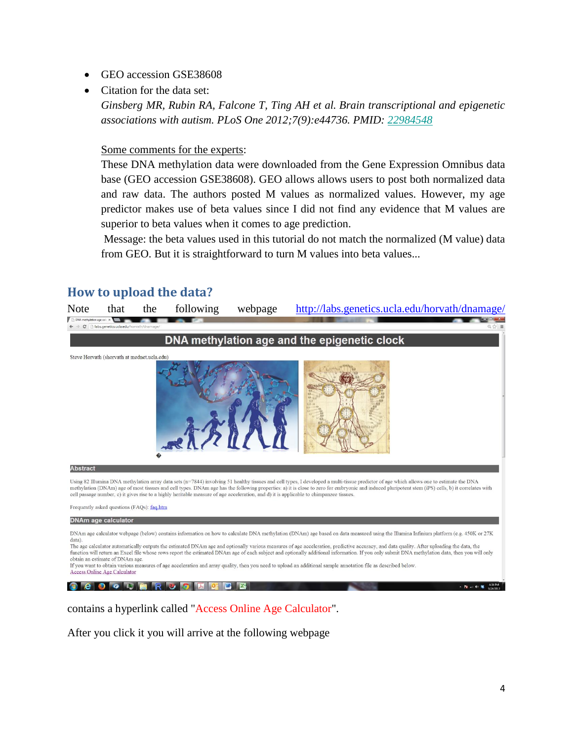- GEO accession GSE38608
- Citation for the data set:
  *Ginsberg MR, Rubin RA, Falcone T, Ting AH et al. Brain transcriptional and epigenetic associations with autism. PLoS One 2012;7(9):e44736. PMID: 22984548*

  Some comments for the experts:
  These DNA methylation data were downloaded from the Gene Expression Omnibus data base (GEO accession GSE38608). GEO allows allows users to post both normalized data and raw data. The authors posted M values as normalized values. However, my age predictor makes use of beta values since I did not find any evidence that M values are superior to beta values when it comes to age prediction.
  Message: the beta values used in this tutorial do not match the normalized (M value) data from GEO. But it is straightforward to turn M values into beta values...

## How to upload the data?

Note that the following webpage http://labs.genetics.ucla.edu/horvath/dnamage/ contains a hyperlink called "Access Online Age Calculator".

After you click it you will arrive at the following webpage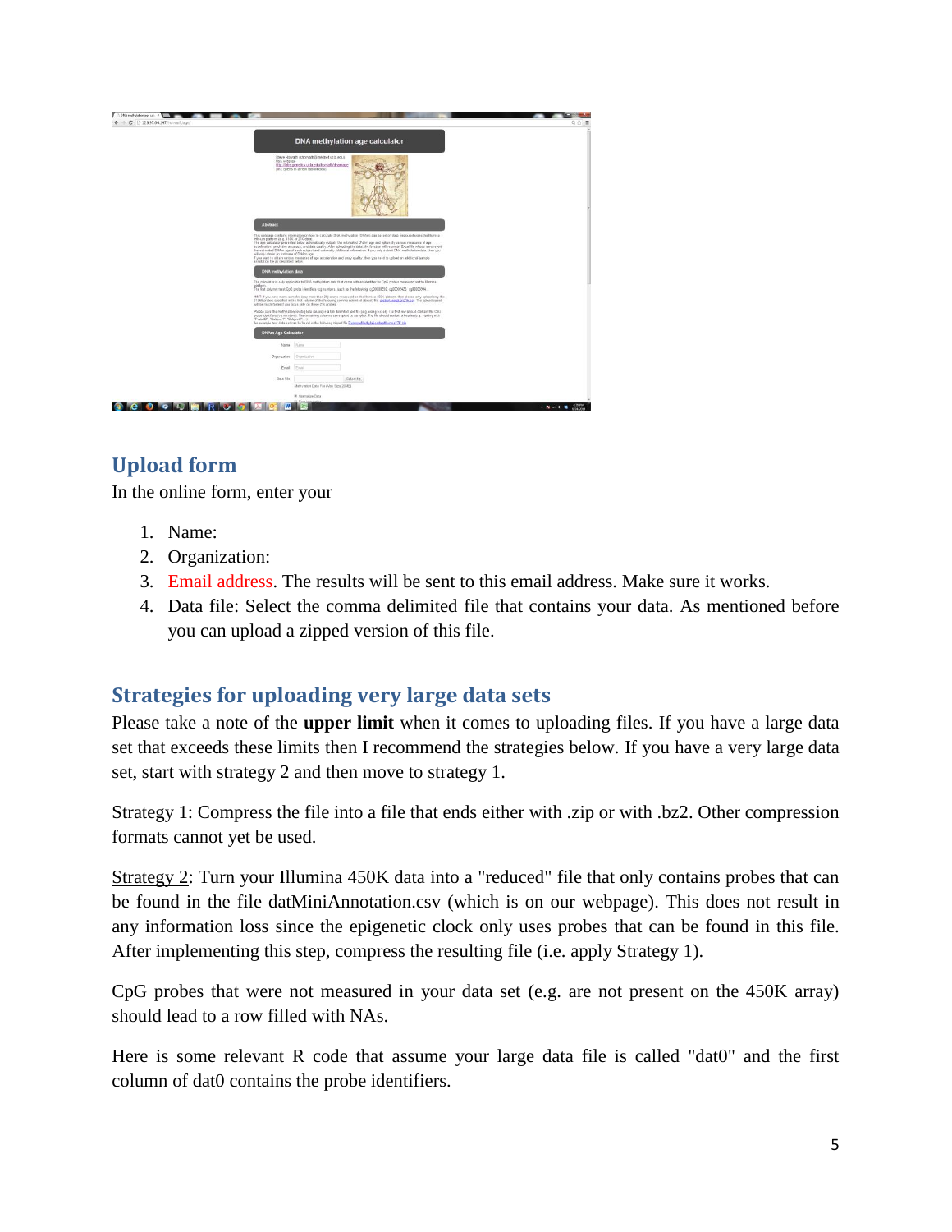## Upload form

In the online form, enter your

1. Name:
2. Organization:
3. Email address. The results will be sent to this email address. Make sure it works.
4. Data file: Select the comma delimited file that contains your data. As mentioned before you can upload a zipped version of this file.

## Strategies for uploading very large data sets

Please take a note of the **upper limit** when it comes to uploading files. If you have a large data set that exceeds these limits then I recommend the strategies below. If you have a very large data set, start with strategy 2 and then move to strategy 1.

Strategy 1: Compress the file into a file that ends either with .zip or with .bz2. Other compression formats cannot yet be used.

Strategy 2: Turn your Illumina 450K data into a "reduced" file that only contains probes that can be found in the file datMiniAnnotation.csv (which is on our webpage). This does not result in any information loss since the epigenetic clock only uses probes that can be found in this file. After implementing this step, compress the resulting file (i.e. apply Strategy 1).

CpG probes that were not measured in your data set (e.g. are not present on the 450K array) should lead to a row filled with NAs.

Here is some relevant R code that assume your large data file is called "dat0" and the first column of dat0 contains the probe identifiers.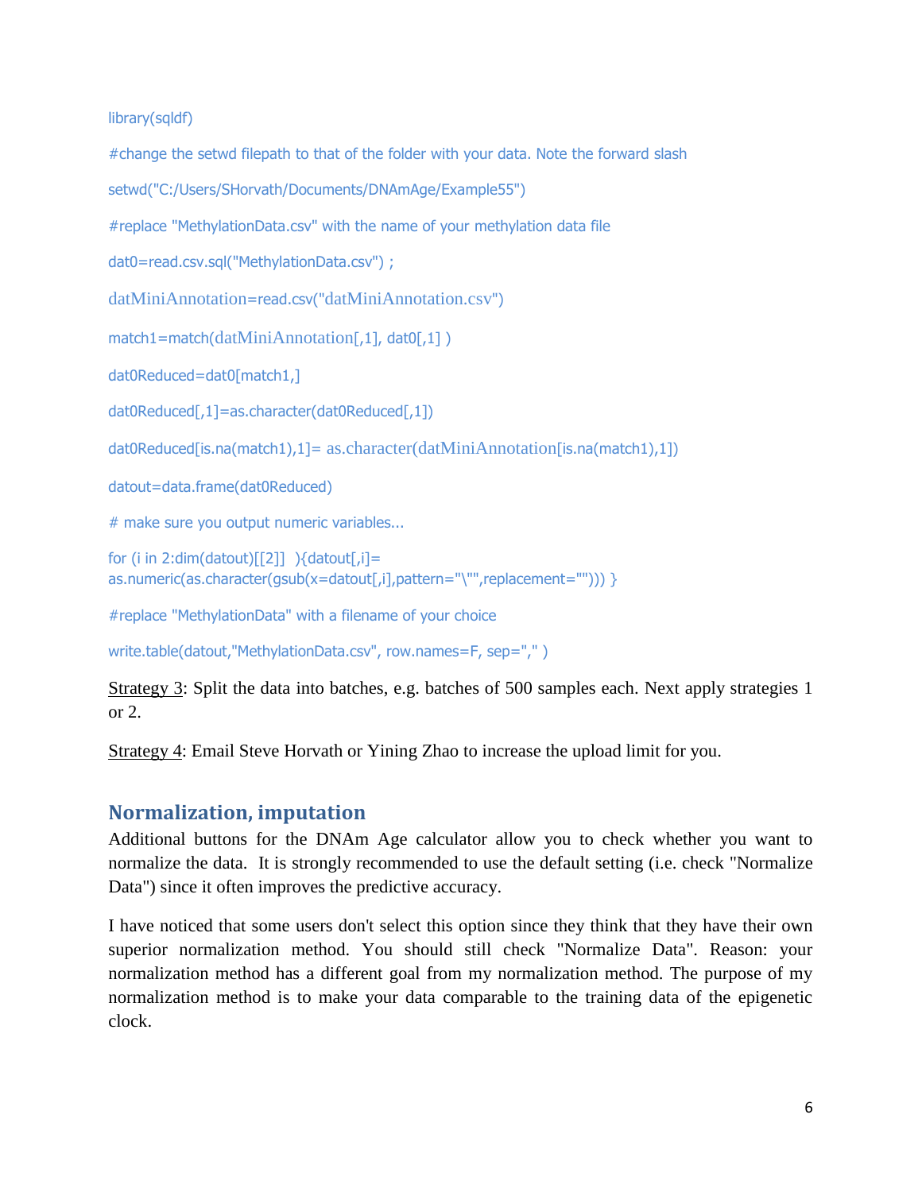```
library(sqldf)

#change the setwd filepath to that of the folder with your data. Note the forward slash

setwd("C:/Users/SHorvath/Documents/DNAmAge/Example55")

#replace "MethylationData.csv" with the name of your methylation data file

dat0=read.csv.sql("MethylationData.csv") ;

datMiniAnnotation=read.csv("datMiniAnnotation.csv")

match1=match(datMiniAnnotation[,1], dat0[,1] )

dat0Reduced=dat0[match1,]

dat0Reduced[,1]=as.character(dat0Reduced[,1])

dat0Reduced[is.na(match1),1]= as.character(datMiniAnnotation[is.na(match1),1])

datout=data.frame(dat0Reduced)

# make sure you output numeric variables...

for (i in 2:dim(datout)[[2]]  ){datout[,i]=
as.numeric(as.character(gsub(x=datout[,i],pattern="\"",replacement=""))) }

#replace "MethylationData" with a filename of your choice

write.table(datout,"MethylationData.csv", row.names=F, sep="," )
```

Strategy 3: Split the data into batches, e.g. batches of 500 samples each. Next apply strategies 1 or 2.

Strategy 4: Email Steve Horvath or Yining Zhao to increase the upload limit for you.

## Normalization, imputation

Additional buttons for the DNAm Age calculator allow you to check whether you want to normalize the data. It is strongly recommended to use the default setting (i.e. check "Normalize Data") since it often improves the predictive accuracy.

I have noticed that some users don't select this option since they think that they have their own superior normalization method. You should still check "Normalize Data". Reason: your normalization method has a different goal from my normalization method. The purpose of my normalization method is to make your data comparable to the training data of the epigenetic clock.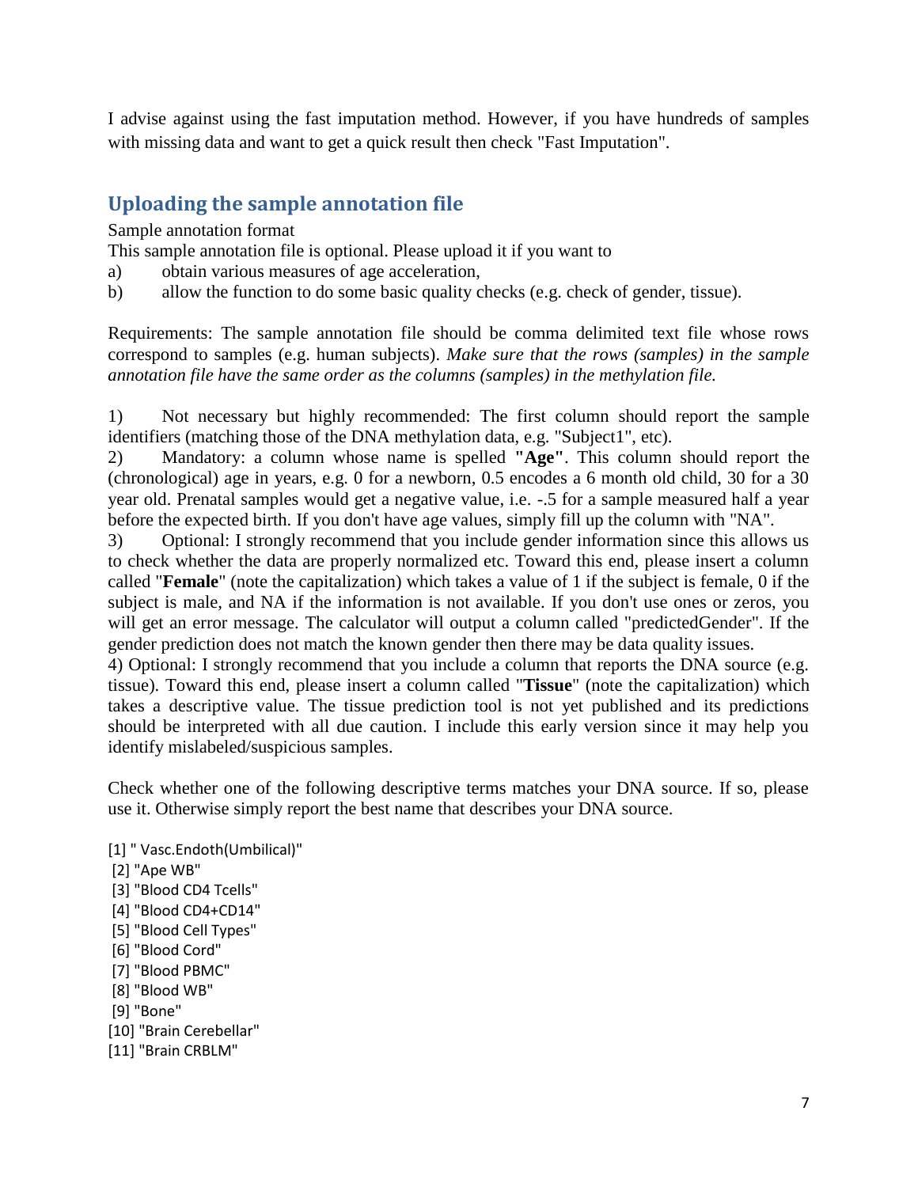I advise against using the fast imputation method. However, if you have hundreds of samples with missing data and want to get a quick result then check "Fast Imputation".

## Uploading the sample annotation file

Sample annotation format

This sample annotation file is optional. Please upload it if you want to

a) obtain various measures of age acceleration,

b) allow the function to do some basic quality checks (e.g. check of gender, tissue).

Requirements: The sample annotation file should be comma delimited text file whose rows correspond to samples (e.g. human subjects). *Make sure that the rows (samples) in the sample annotation file have the same order as the columns (samples) in the methylation file.*

1) Not necessary but highly recommended: The first column should report the sample identifiers (matching those of the DNA methylation data, e.g. "Subject1", etc).

2) Mandatory: a column whose name is spelled **"Age"**. This column should report the (chronological) age in years, e.g. 0 for a newborn, 0.5 encodes a 6 month old child, 30 for a 30 year old. Prenatal samples would get a negative value, i.e. -.5 for a sample measured half a year before the expected birth. If you don't have age values, simply fill up the column with "NA".

3) Optional: I strongly recommend that you include gender information since this allows us to check whether the data are properly normalized etc. Toward this end, please insert a column called "**Female**" (note the capitalization) which takes a value of 1 if the subject is female, 0 if the subject is male, and NA if the information is not available. If you don't use ones or zeros, you will get an error message. The calculator will output a column called "predictedGender". If the gender prediction does not match the known gender then there may be data quality issues.

4) Optional: I strongly recommend that you include a column that reports the DNA source (e.g. tissue). Toward this end, please insert a column called "**Tissue**" (note the capitalization) which takes a descriptive value. The tissue prediction tool is not yet published and its predictions should be interpreted with all due caution. I include this early version since it may help you identify mislabeled/suspicious samples.

Check whether one of the following descriptive terms matches your DNA source. If so, please use it. Otherwise simply report the best name that describes your DNA source.

```
[1] " Vasc.Endoth(Umbilical)"
 [2] "Ape WB"
 [3] "Blood CD4 Tcells"
 [4] "Blood CD4+CD14"
 [5] "Blood Cell Types"
 [6] "Blood Cord"
 [7] "Blood PBMC"
 [8] "Blood WB"
 [9] "Bone"
[10] "Brain Cerebellar"
[11] "Brain CRBLM"
```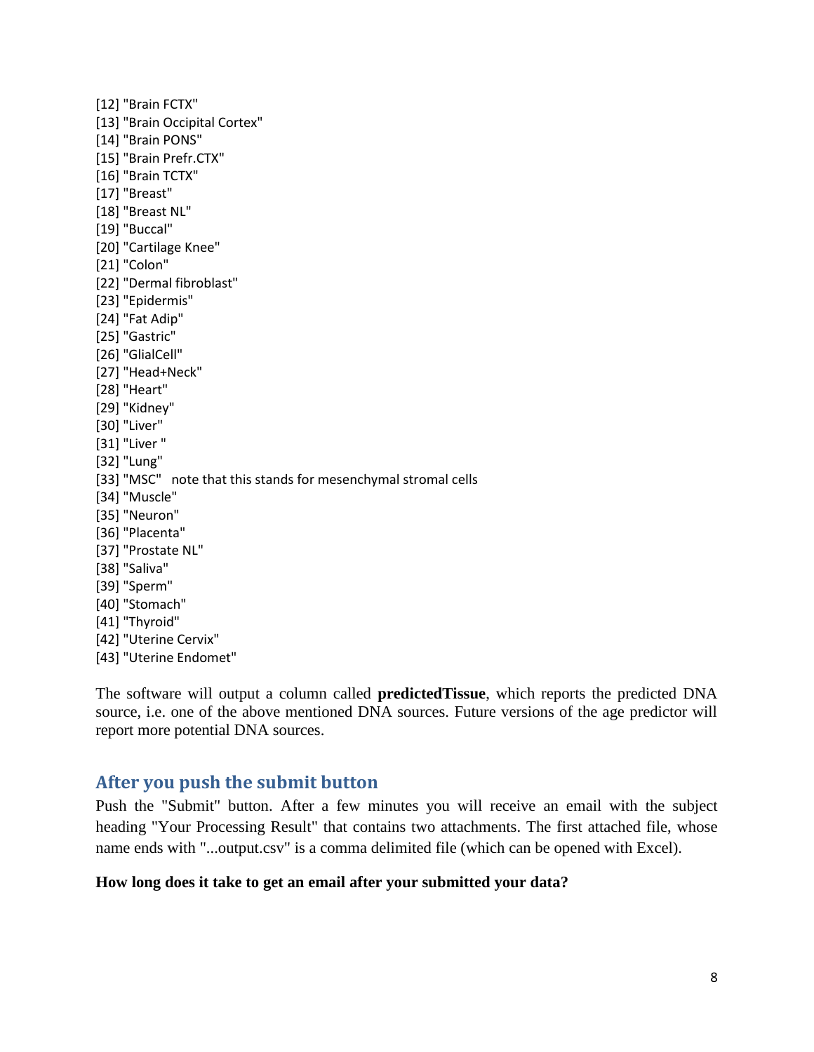```
[12] "Brain FCTX"
[13] "Brain Occipital Cortex"
[14] "Brain PONS"
[15] "Brain Prefr.CTX"
[16] "Brain TCTX"
[17] "Breast"
[18] "Breast NL"
[19] "Buccal"
[20] "Cartilage Knee"
[21] "Colon"
[22] "Dermal fibroblast"
[23] "Epidermis"
[24] "Fat Adip"
[25] "Gastric"
[26] "GlialCell"
[27] "Head+Neck"
[28] "Heart"
[29] "Kidney"
[30] "Liver"
[31] "Liver "
[32] "Lung"
[33] "MSC"   note that this stands for mesenchymal stromal cells
[34] "Muscle"
[35] "Neuron"
[36] "Placenta"
[37] "Prostate NL"
[38] "Saliva"
[39] "Sperm"
[40] "Stomach"
[41] "Thyroid"
[42] "Uterine Cervix"
[43] "Uterine Endomet"
```

The software will output a column called **predictedTissue**, which reports the predicted DNA source, i.e. one of the above mentioned DNA sources. Future versions of the age predictor will report more potential DNA sources.

## After you push the submit button

Push the "Submit" button. After a few minutes you will receive an email with the subject heading "Your Processing Result" that contains two attachments. The first attached file, whose name ends with "...output.csv" is a comma delimited file (which can be opened with Excel).

**How long does it take to get an email after your submitted your data?**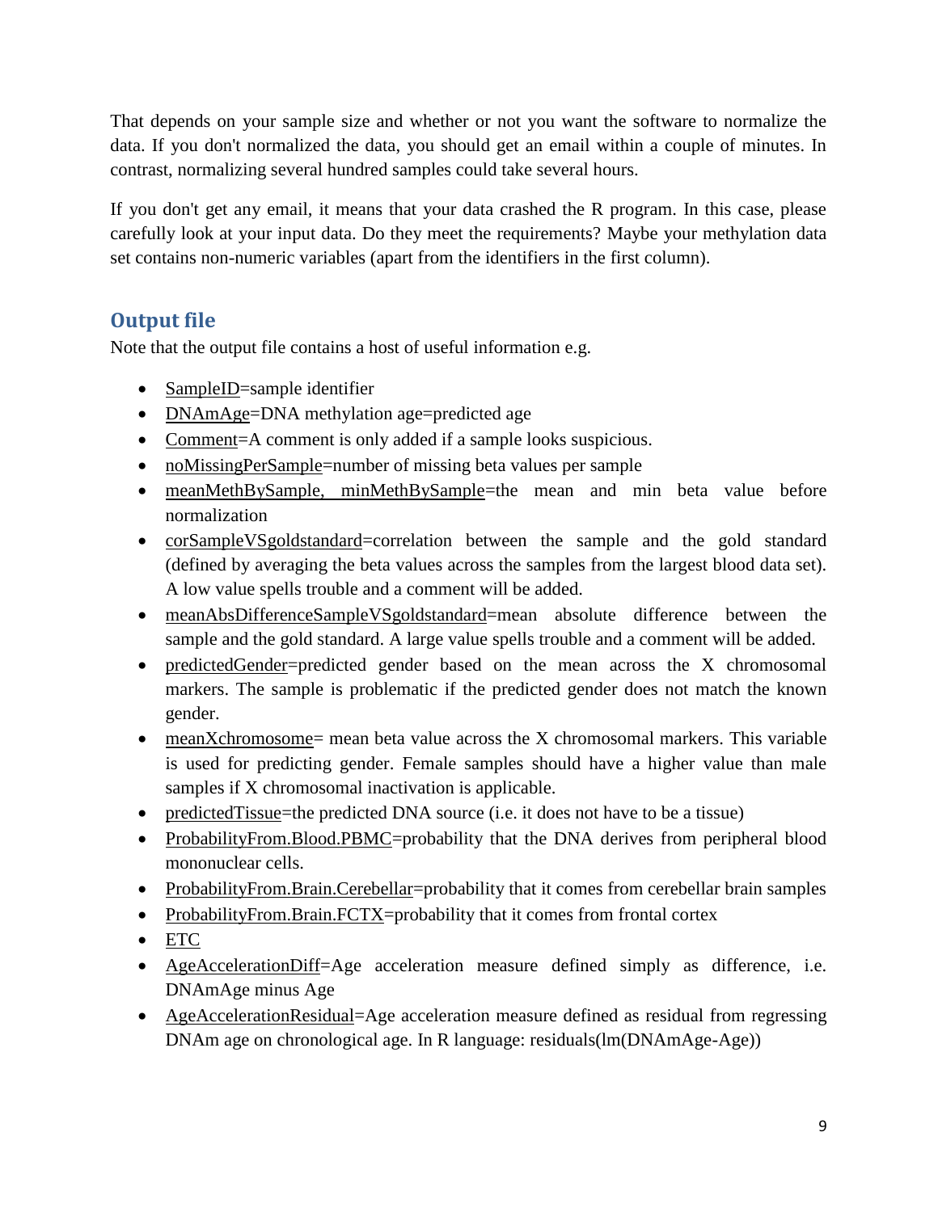That depends on your sample size and whether or not you want the software to normalize the data. If you don't normalized the data, you should get an email within a couple of minutes. In contrast, normalizing several hundred samples could take several hours.

If you don't get any email, it means that your data crashed the R program. In this case, please carefully look at your input data. Do they meet the requirements? Maybe your methylation data set contains non-numeric variables (apart from the identifiers in the first column).

## Output file

Note that the output file contains a host of useful information e.g.

- SampleID=sample identifier
- DNAmAge=DNA methylation age=predicted age
- Comment=A comment is only added if a sample looks suspicious.
- noMissingPerSample=number of missing beta values per sample
- meanMethBySample, minMethBySample=the mean and min beta value before normalization
- corSampleVSgoldstandard=correlation between the sample and the gold standard (defined by averaging the beta values across the samples from the largest blood data set). A low value spells trouble and a comment will be added.
- meanAbsDifferenceSampleVSgoldstandard=mean absolute difference between the sample and the gold standard. A large value spells trouble and a comment will be added.
- predictedGender=predicted gender based on the mean across the X chromosomal markers. The sample is problematic if the predicted gender does not match the known gender.
- meanXchromosome= mean beta value across the X chromosomal markers. This variable is used for predicting gender. Female samples should have a higher value than male samples if X chromosomal inactivation is applicable.
- predictedTissue=the predicted DNA source (i.e. it does not have to be a tissue)
- ProbabilityFrom.Blood.PBMC=probability that the DNA derives from peripheral blood mononuclear cells.
- ProbabilityFrom.Brain.Cerebellar=probability that it comes from cerebellar brain samples
- ProbabilityFrom.Brain.FCTX=probability that it comes from frontal cortex
- ETC
- AgeAccelerationDiff=Age acceleration measure defined simply as difference, i.e. DNAmAge minus Age
- AgeAccelerationResidual=Age acceleration measure defined as residual from regressing DNAm age on chronological age. In R language: residuals(lm(DNAmAge-Age))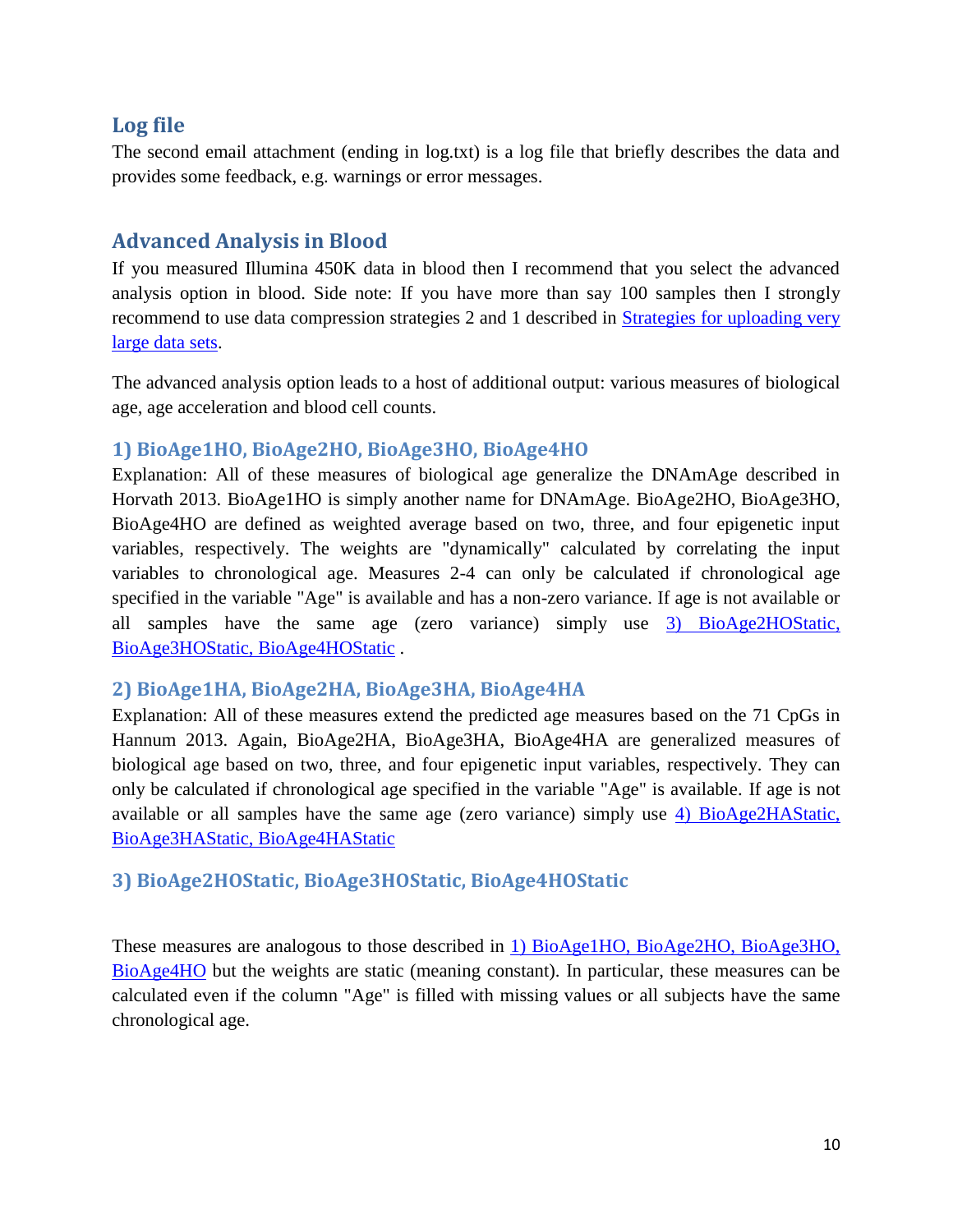## Log file

The second email attachment (ending in log.txt) is a log file that briefly describes the data and provides some feedback, e.g. warnings or error messages.

## Advanced Analysis in Blood

If you measured Illumina 450K data in blood then I recommend that you select the advanced analysis option in blood. Side note: If you have more than say 100 samples then I strongly recommend to use data compression strategies 2 and 1 described in [Strategies for uploading very large data sets](#).

The advanced analysis option leads to a host of additional output: various measures of biological age, age acceleration and blood cell counts.

### 1) BioAge1HO, BioAge2HO, BioAge3HO, BioAge4HO

Explanation: All of these measures of biological age generalize the DNAmAge described in Horvath 2013. BioAge1HO is simply another name for DNAmAge. BioAge2HO, BioAge3HO, BioAge4HO are defined as weighted average based on two, three, and four epigenetic input variables, respectively. The weights are "dynamically" calculated by correlating the input variables to chronological age. Measures 2-4 can only be calculated if chronological age specified in the variable "Age" is available and has a non-zero variance. If age is not available or all samples have the same age (zero variance) simply use [3) BioAge2HOStatic, BioAge3HOStatic, BioAge4HOStatic](#) .

### 2) BioAge1HA, BioAge2HA, BioAge3HA, BioAge4HA

Explanation: All of these measures extend the predicted age measures based on the 71 CpGs in Hannum 2013. Again, BioAge2HA, BioAge3HA, BioAge4HA are generalized measures of biological age based on two, three, and four epigenetic input variables, respectively. They can only be calculated if chronological age specified in the variable "Age" is available. If age is not available or all samples have the same age (zero variance) simply use [4) BioAge2HAStatic, BioAge3HAStatic, BioAge4HAStatic](#)

### 3) BioAge2HOStatic, BioAge3HOStatic, BioAge4HOStatic

These measures are analogous to those described in [1) BioAge1HO, BioAge2HO, BioAge3HO, BioAge4HO](#) but the weights are static (meaning constant). In particular, these measures can be calculated even if the column "Age" is filled with missing values or all subjects have the same chronological age.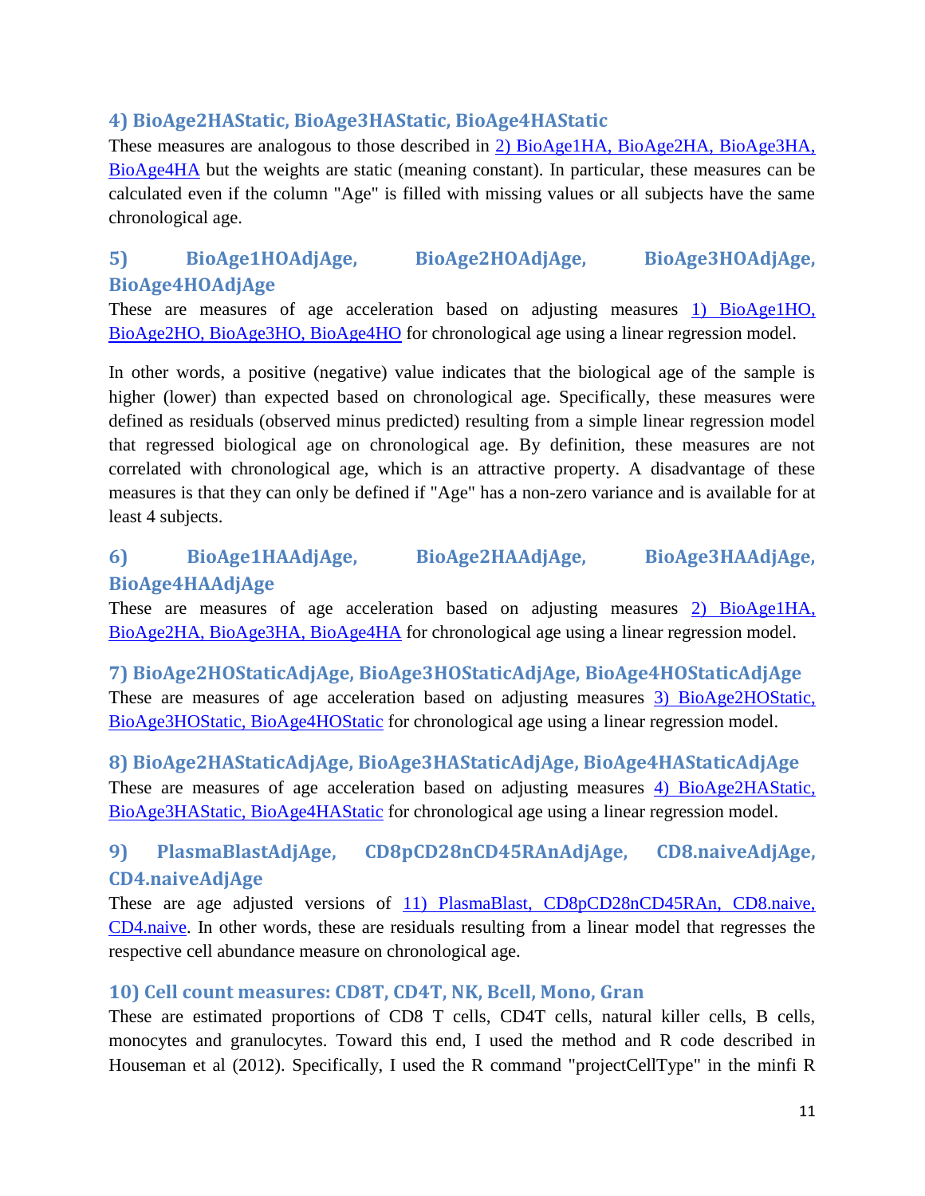### 4) BioAge2HAStatic, BioAge3HAStatic, BioAge4HAStatic

These measures are analogous to those described in 2) BioAge1HA, BioAge2HA, BioAge3HA, BioAge4HA but the weights are static (meaning constant). In particular, these measures can be calculated even if the column "Age" is filled with missing values or all subjects have the same chronological age.

### 5) BioAge1HOAdjAge, BioAge2HOAdjAge, BioAge3HOAdjAge, BioAge4HOAdjAge

These are measures of age acceleration based on adjusting measures 1) BioAge1HO, BioAge2HO, BioAge3HO, BioAge4HO for chronological age using a linear regression model.

In other words, a positive (negative) value indicates that the biological age of the sample is higher (lower) than expected based on chronological age. Specifically, these measures were defined as residuals (observed minus predicted) resulting from a simple linear regression model that regressed biological age on chronological age. By definition, these measures are not correlated with chronological age, which is an attractive property. A disadvantage of these measures is that they can only be defined if "Age" has a non-zero variance and is available for at least 4 subjects.

### 6) BioAge1HAAdjAge, BioAge2HAAdjAge, BioAge3HAAdjAge, BioAge4HAAdjAge

These are measures of age acceleration based on adjusting measures 2) BioAge1HA, BioAge2HA, BioAge3HA, BioAge4HA for chronological age using a linear regression model.

### 7) BioAge2HOStaticAdjAge, BioAge3HOStaticAdjAge, BioAge4HOStaticAdjAge

These are measures of age acceleration based on adjusting measures 3) BioAge2HOStatic, BioAge3HOStatic, BioAge4HOStatic for chronological age using a linear regression model.

### 8) BioAge2HAStaticAdjAge, BioAge3HAStaticAdjAge, BioAge4HAStaticAdjAge

These are measures of age acceleration based on adjusting measures 4) BioAge2HAStatic, BioAge3HAStatic, BioAge4HAStatic for chronological age using a linear regression model.

### 9) PlasmaBlastAdjAge, CD8pCD28nCD45RAnAdjAge, CD8.naiveAdjAge, CD4.naiveAdjAge

These are age adjusted versions of 11) PlasmaBlast, CD8pCD28nCD45RAn, CD8.naive, CD4.naive. In other words, these are residuals resulting from a linear model that regresses the respective cell abundance measure on chronological age.

### 10) Cell count measures: CD8T, CD4T, NK, Bcell, Mono, Gran

These are estimated proportions of CD8 T cells, CD4T cells, natural killer cells, B cells, monocytes and granulocytes. Toward this end, I used the method and R code described in Houseman et al (2012). Specifically, I used the R command "projectCellType" in the minfi R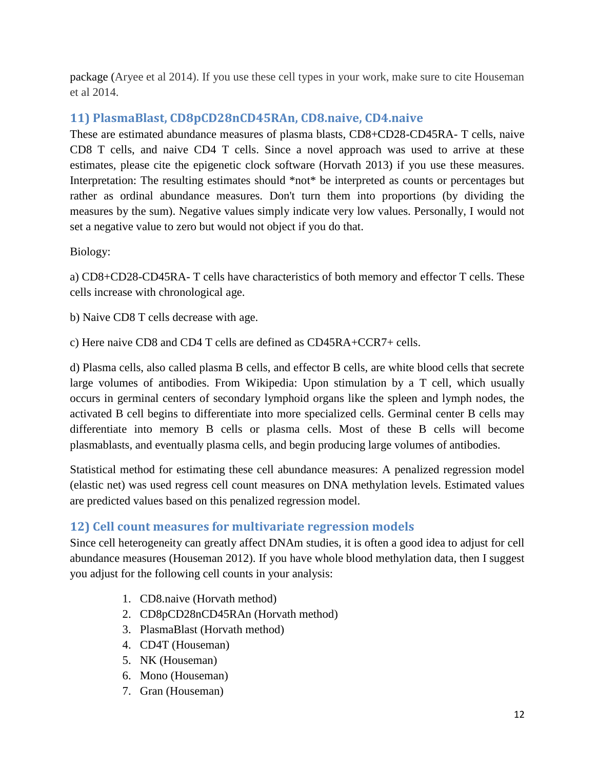package (Aryee et al 2014). If you use these cell types in your work, make sure to cite Houseman et al 2014.

## 11) PlasmaBlast, CD8pCD28nCD45RAn, CD8.naive, CD4.naive

These are estimated abundance measures of plasma blasts, CD8+CD28-CD45RA- T cells, naive CD8 T cells, and naive CD4 T cells. Since a novel approach was used to arrive at these estimates, please cite the epigenetic clock software (Horvath 2013) if you use these measures. Interpretation: The resulting estimates should *not* be interpreted as counts or percentages but rather as ordinal abundance measures. Don't turn them into proportions (by dividing the measures by the sum). Negative values simply indicate very low values. Personally, I would not set a negative value to zero but would not object if you do that.

Biology:

a) CD8+CD28-CD45RA- T cells have characteristics of both memory and effector T cells. These cells increase with chronological age.

b) Naive CD8 T cells decrease with age.

c) Here naive CD8 and CD4 T cells are defined as CD45RA+CCR7+ cells.

d) Plasma cells, also called plasma B cells, and effector B cells, are white blood cells that secrete large volumes of antibodies. From Wikipedia: Upon stimulation by a T cell, which usually occurs in germinal centers of secondary lymphoid organs like the spleen and lymph nodes, the activated B cell begins to differentiate into more specialized cells. Germinal center B cells may differentiate into memory B cells or plasma cells. Most of these B cells will become plasmablasts, and eventually plasma cells, and begin producing large volumes of antibodies.

Statistical method for estimating these cell abundance measures: A penalized regression model (elastic net) was used regress cell count measures on DNA methylation levels. Estimated values are predicted values based on this penalized regression model.

## 12) Cell count measures for multivariate regression models

Since cell heterogeneity can greatly affect DNAm studies, it is often a good idea to adjust for cell abundance measures (Houseman 2012). If you have whole blood methylation data, then I suggest you adjust for the following cell counts in your analysis:

1. CD8.naive (Horvath method)
2. CD8pCD28nCD45RAn (Horvath method)
3. PlasmaBlast (Horvath method)
4. CD4T (Houseman)
5. NK (Houseman)
6. Mono (Houseman)
7. Gran (Houseman)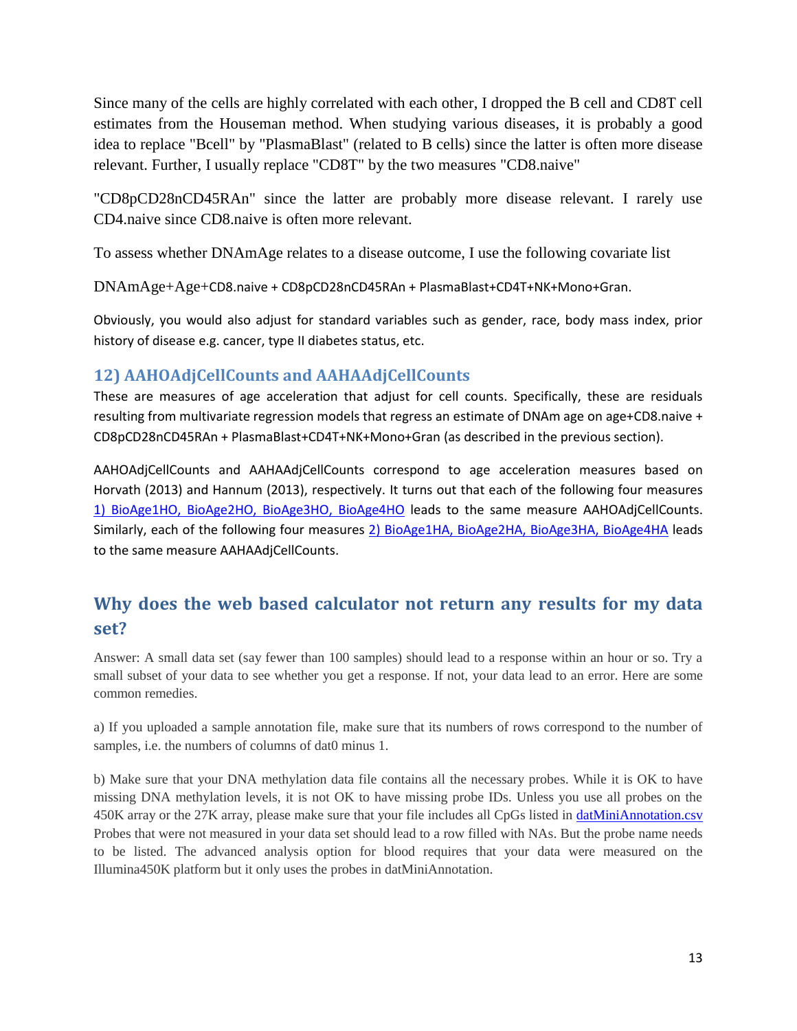Since many of the cells are highly correlated with each other, I dropped the B cell and CD8T cell estimates from the Houseman method. When studying various diseases, it is probably a good idea to replace "Bcell" by "PlasmaBlast" (related to B cells) since the latter is often more disease relevant. Further, I usually replace "CD8T" by the two measures "CD8.naive"

"CD8pCD28nCD45RAn" since the latter are probably more disease relevant. I rarely use CD4.naive since CD8.naive is often more relevant.

To assess whether DNAmAge relates to a disease outcome, I use the following covariate list

DNAmAge+Age+CD8.naive + CD8pCD28nCD45RAn + PlasmaBlast+CD4T+NK+Mono+Gran.

Obviously, you would also adjust for standard variables such as gender, race, body mass index, prior history of disease e.g. cancer, type II diabetes status, etc.

## 12) AAHOAdjCellCounts and AAHAAdjCellCounts

These are measures of age acceleration that adjust for cell counts. Specifically, these are residuals resulting from multivariate regression models that regress an estimate of DNAm age on age+CD8.naive + CD8pCD28nCD45RAn + PlasmaBlast+CD4T+NK+Mono+Gran (as described in the previous section).

AAHOAdjCellCounts and AAHAAdjCellCounts correspond to age acceleration measures based on Horvath (2013) and Hannum (2013), respectively. It turns out that each of the following four measures 1) BioAge1HO, BioAge2HO, BioAge3HO, BioAge4HO leads to the same measure AAHOAdjCellCounts. Similarly, each of the following four measures 2) BioAge1HA, BioAge2HA, BioAge3HA, BioAge4HA leads to the same measure AAHAAdjCellCounts.

## Why does the web based calculator not return any results for my data set?

Answer: A small data set (say fewer than 100 samples) should lead to a response within an hour or so. Try a small subset of your data to see whether you get a response. If not, your data lead to an error. Here are some common remedies.

a) If you uploaded a sample annotation file, make sure that its numbers of rows correspond to the number of samples, i.e. the numbers of columns of dat0 minus 1.

b) Make sure that your DNA methylation data file contains all the necessary probes. While it is OK to have missing DNA methylation levels, it is not OK to have missing probe IDs. Unless you use all probes on the 450K array or the 27K array, please make sure that your file includes all CpGs listed in datMiniAnnotation.csv Probes that were not measured in your data set should lead to a row filled with NAs. But the probe name needs to be listed. The advanced analysis option for blood requires that your data were measured on the Illumina450K platform but it only uses the probes in datMiniAnnotation.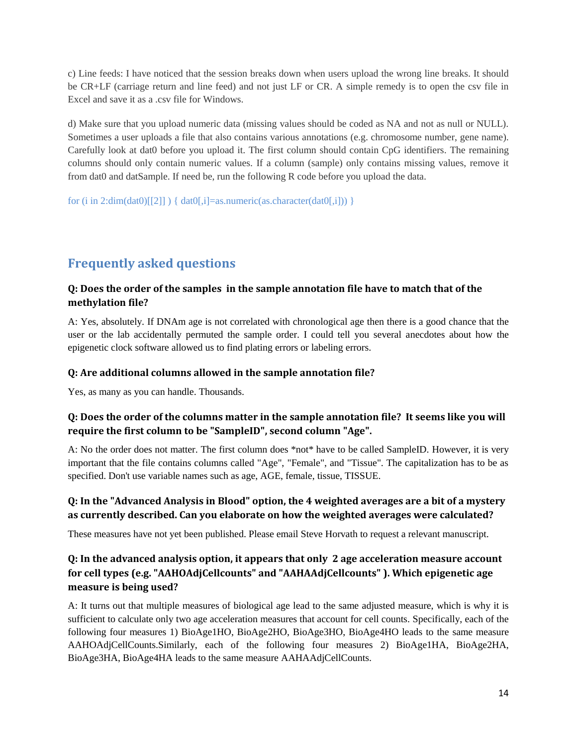c) Line feeds: I have noticed that the session breaks down when users upload the wrong line breaks. It should be CR+LF (carriage return and line feed) and not just LF or CR. A simple remedy is to open the csv file in Excel and save it as a .csv file for Windows.

d) Make sure that you upload numeric data (missing values should be coded as NA and not as null or NULL). Sometimes a user uploads a file that also contains various annotations (e.g. chromosome number, gene name). Carefully look at dat0 before you upload it. The first column should contain CpG identifiers. The remaining columns should only contain numeric values. If a column (sample) only contains missing values, remove it from dat0 and datSample. If need be, run the following R code before you upload the data.

```
for (i in 2:dim(dat0)[[2]] ) { dat0[,i]=as.numeric(as.character(dat0[,i])) }
```

## Frequently asked questions

### Q: Does the order of the samples in the sample annotation file have to match that of the methylation file?

A: Yes, absolutely. If DNAm age is not correlated with chronological age then there is a good chance that the user or the lab accidentally permuted the sample order. I could tell you several anecdotes about how the epigenetic clock software allowed us to find plating errors or labeling errors.

### Q: Are additional columns allowed in the sample annotation file?

Yes, as many as you can handle. Thousands.

### Q: Does the order of the columns matter in the sample annotation file? It seems like you will require the first column to be "SampleID", second column "Age".

A: No the order does not matter. The first column does *not* have to be called SampleID. However, it is very important that the file contains columns called "Age", "Female", and "Tissue". The capitalization has to be as specified. Don't use variable names such as age, AGE, female, tissue, TISSUE.

### Q: In the "Advanced Analysis in Blood" option, the 4 weighted averages are a bit of a mystery as currently described. Can you elaborate on how the weighted averages were calculated?

These measures have not yet been published. Please email Steve Horvath to request a relevant manuscript.

### Q: In the advanced analysis option, it appears that only 2 age acceleration measure account for cell types (e.g. "AAHOAdjCellcounts" and "AAHAAdjCellcounts" ). Which epigenetic age measure is being used?

A: It turns out that multiple measures of biological age lead to the same adjusted measure, which is why it is sufficient to calculate only two age acceleration measures that account for cell counts. Specifically, each of the following four measures 1) BioAge1HO, BioAge2HO, BioAge3HO, BioAge4HO leads to the same measure AAHOAdjCellCounts.Similarly, each of the following four measures 2) BioAge1HA, BioAge2HA, BioAge3HA, BioAge4HA leads to the same measure AAHAAdjCellCounts.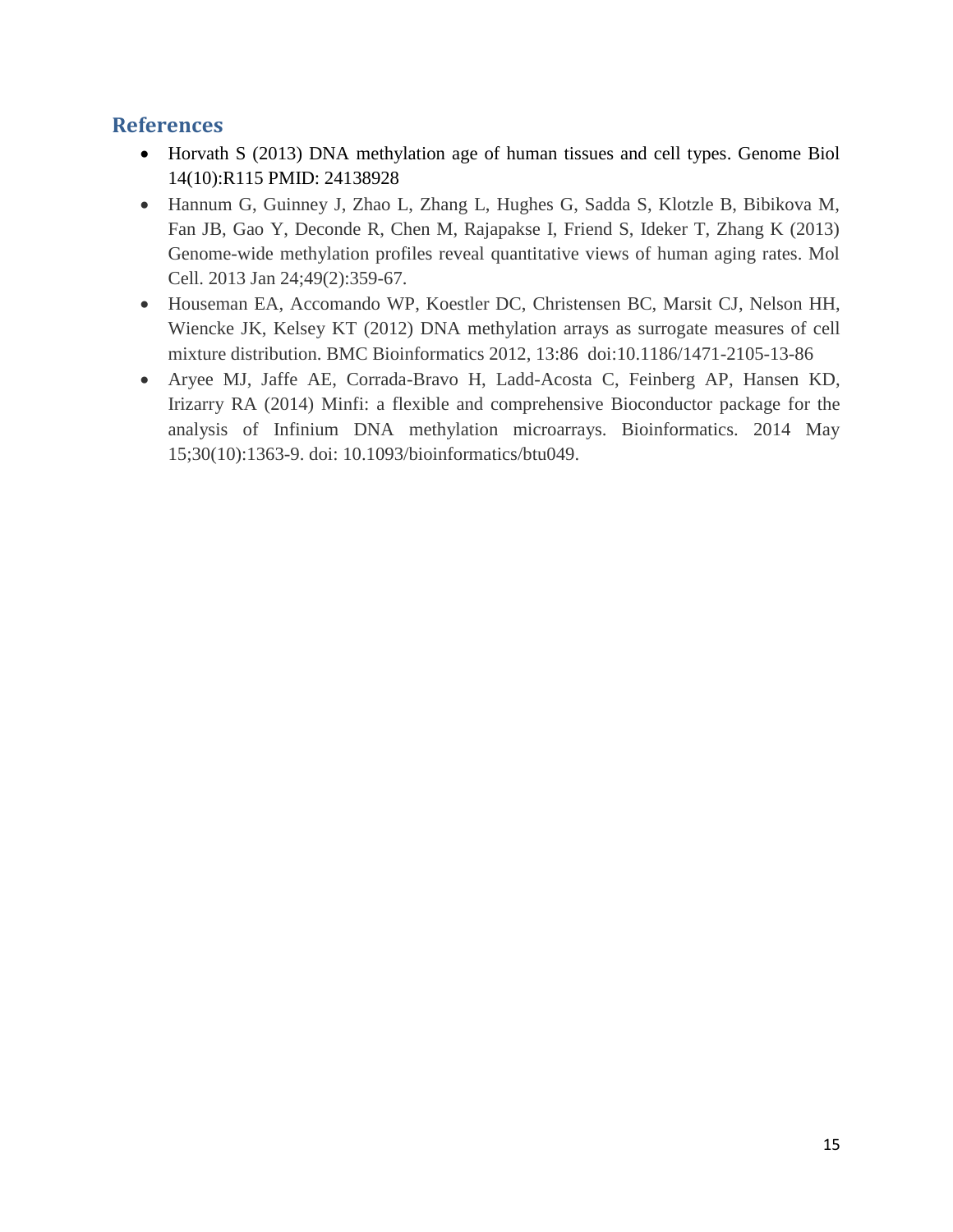## References

- Horvath S (2013) DNA methylation age of human tissues and cell types. Genome Biol 14(10):R115 PMID: 24138928
- Hannum G, Guinney J, Zhao L, Zhang L, Hughes G, Sadda S, Klotzle B, Bibikova M, Fan JB, Gao Y, Deconde R, Chen M, Rajapakse I, Friend S, Ideker T, Zhang K (2013) Genome-wide methylation profiles reveal quantitative views of human aging rates. Mol Cell. 2013 Jan 24;49(2):359-67.
- Houseman EA, Accomando WP, Koestler DC, Christensen BC, Marsit CJ, Nelson HH, Wiencke JK, Kelsey KT (2012) DNA methylation arrays as surrogate measures of cell mixture distribution. BMC Bioinformatics 2012, 13:86 doi:10.1186/1471-2105-13-86
- Aryee MJ, Jaffe AE, Corrada-Bravo H, Ladd-Acosta C, Feinberg AP, Hansen KD, Irizarry RA (2014) Minfi: a flexible and comprehensive Bioconductor package for the analysis of Infinium DNA methylation microarrays. Bioinformatics. 2014 May 15;30(10):1363-9. doi: 10.1093/bioinformatics/btu049.